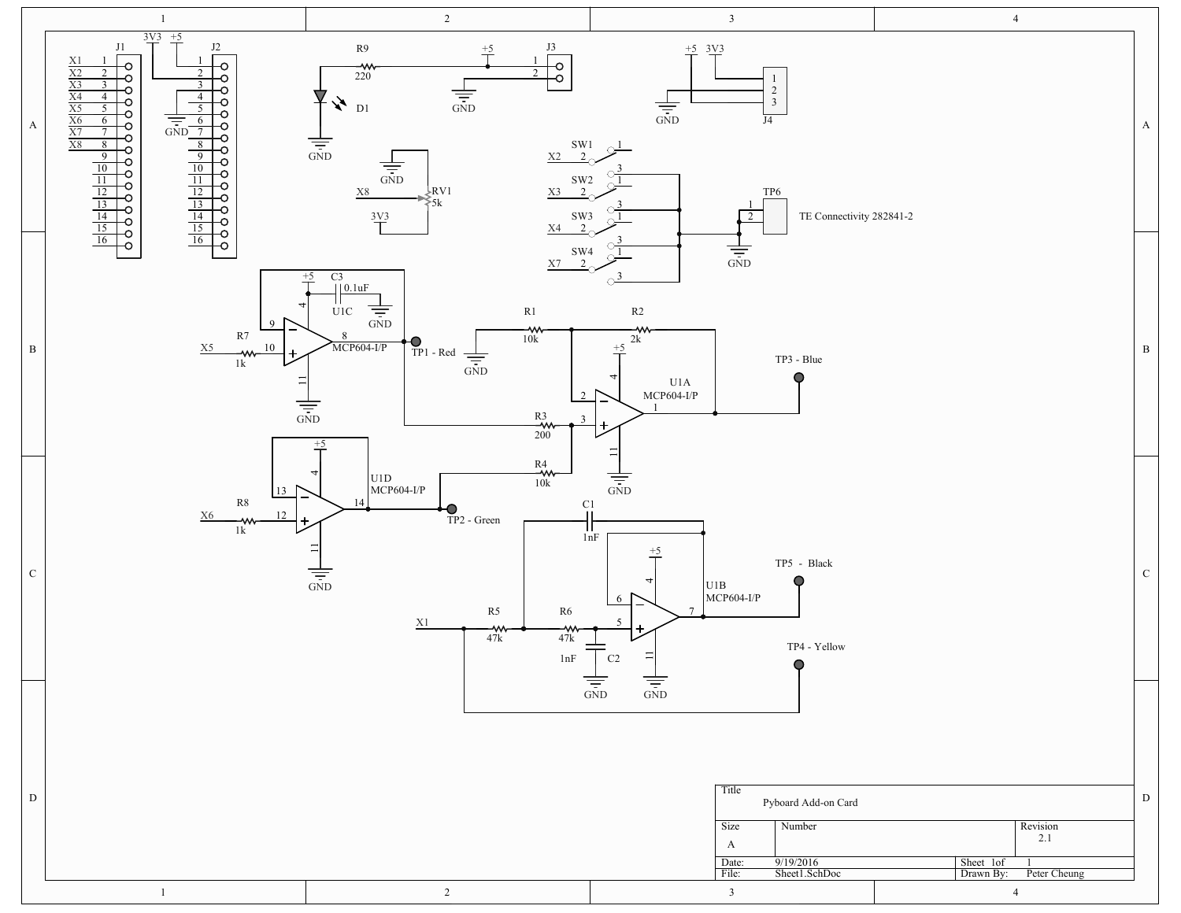| Title | | | |
| --- | --- | --- | --- |
| Pyboard Add-on Card | | | |
| Size | Number | | Revision |
| A | | | 2.1 |
| Date: | 9/19/2016 | Sheet 1of | 1 |
| File: | Sheet1.SchDoc | Drawn By: | Peter Cheung |

J1: X1 1, X2 2, X3 3, X4 4, X5 5, X6 6, X7 7, X8 8, 9, 10, 11, 12, 13, 14, 15, 16

J2: 3V3, +5, 1, 2, 3, 4, 5, 6, 7, 8, 9, 10, 11, 12, 13, 14, 15, 16, GND

R9 220, D1, GND, +5, J3 1 2, GND

+5, 3V3, J4 1 2 3, GND

GND, X8, RV1 5k, 3V3

SW1, SW2, SW3, SW4 (X2, X3, X4, X7), TP6, TE Connectivity 282841-2, GND

U1C MCP604-I/P, C3 0.1uF, +5, GND, R7 1k, X5, TP1 - Red

R1 10k, R2 2k, R3 200, R4 10k, U1A MCP604-I/P, TP3 - Blue, +5, GND

U1D MCP604-I/P, R8 1k, X6, TP2 - Green, +5, GND

C1 1nF, R5 47k, R6 47k, C2 1nF, U1B MCP604-I/P, X1, TP5 - Black, TP4 - Yellow, +5, GND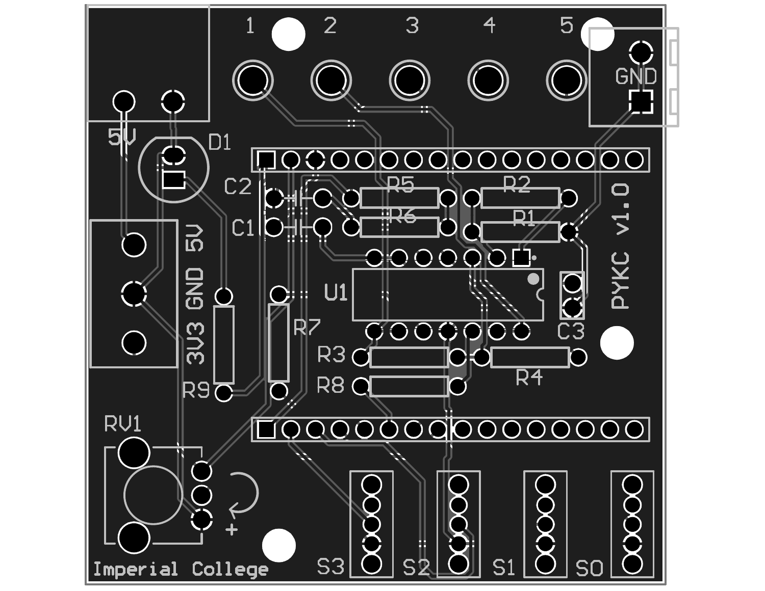1
2
3
4
5

GND

5V

D1

C2

C1

R5

R6

R2

R1

PYKC v1.0

U1

C3

3V3 GND 5V

R7

R9

R3

R8

R4

RV1

+

Imperial College

S3

S2

S1

S0